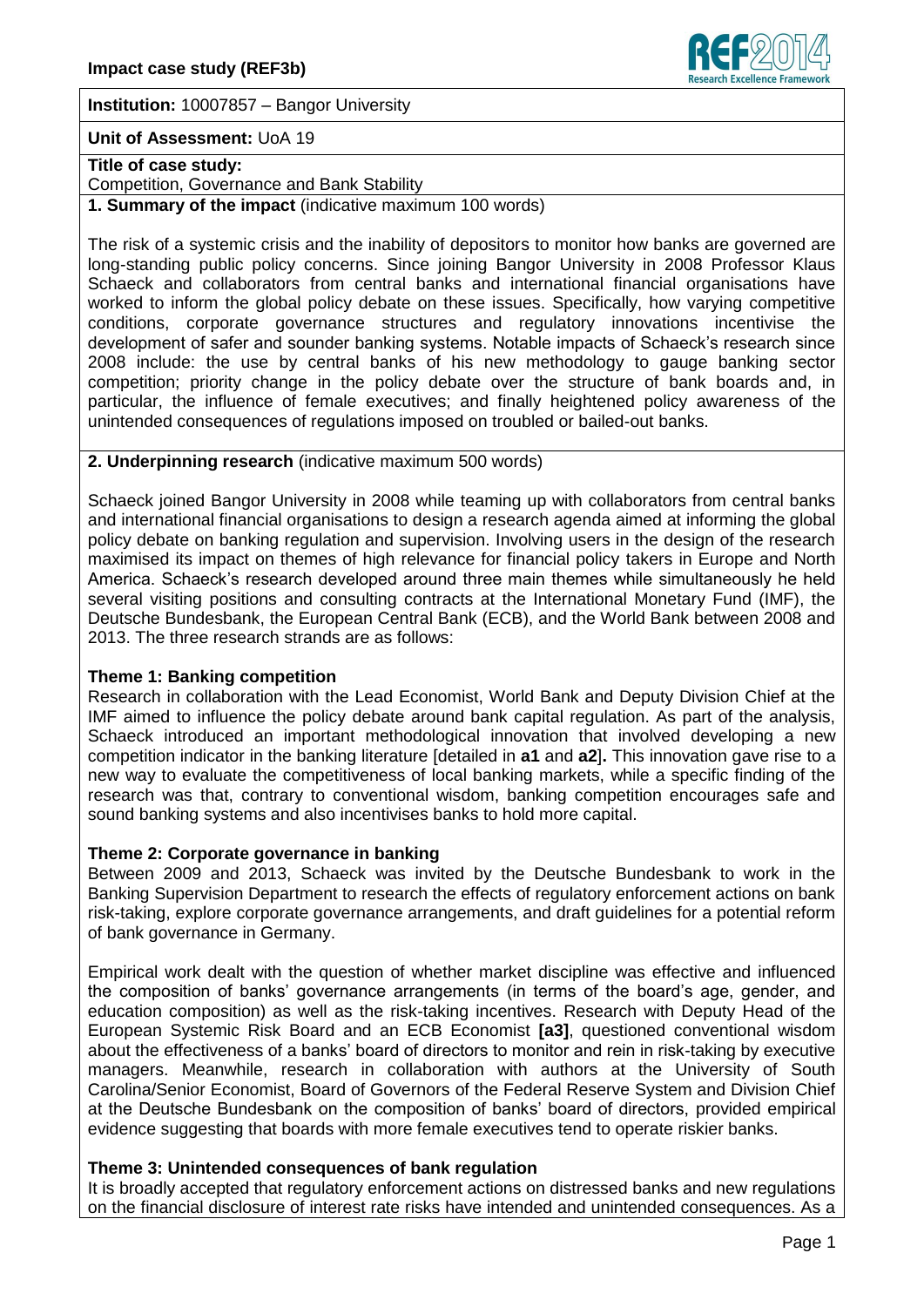# Impact case study (REF3b)

**Institution:** 10007857 – Bangor University

**Unit of Assessment:** UoA 19

**Title of case study:**

Competition, Governance and Bank Stability

## 1. Summary of the impact (indicative maximum 100 words)

The risk of a systemic crisis and the inability of depositors to monitor how banks are governed are long-standing public policy concerns. Since joining Bangor University in 2008 Professor Klaus Schaeck and collaborators from central banks and international financial organisations have worked to inform the global policy debate on these issues. Specifically, how varying competitive conditions, corporate governance structures and regulatory innovations incentivise the development of safer and sounder banking systems. Notable impacts of Schaeck's research since 2008 include: the use by central banks of his new methodology to gauge banking sector competition; priority change in the policy debate over the structure of bank boards and, in particular, the influence of female executives; and finally heightened policy awareness of the unintended consequences of regulations imposed on troubled or bailed-out banks.

## 2. Underpinning research (indicative maximum 500 words)

Schaeck joined Bangor University in 2008 while teaming up with collaborators from central banks and international financial organisations to design a research agenda aimed at informing the global policy debate on banking regulation and supervision. Involving users in the design of the research maximised its impact on themes of high relevance for financial policy takers in Europe and North America. Schaeck's research developed around three main themes while simultaneously he held several visiting positions and consulting contracts at the International Monetary Fund (IMF), the Deutsche Bundesbank, the European Central Bank (ECB), and the World Bank between 2008 and 2013. The three research strands are as follows:

### Theme 1: Banking competition

Research in collaboration with the Lead Economist, World Bank and Deputy Division Chief at the IMF aimed to influence the policy debate around bank capital regulation. As part of the analysis, Schaeck introduced an important methodological innovation that involved developing a new competition indicator in the banking literature [detailed in **a1** and **a2**]**.** This innovation gave rise to a new way to evaluate the competitiveness of local banking markets, while a specific finding of the research was that, contrary to conventional wisdom, banking competition encourages safe and sound banking systems and also incentivises banks to hold more capital.

### Theme 2: Corporate governance in banking

Between 2009 and 2013, Schaeck was invited by the Deutsche Bundesbank to work in the Banking Supervision Department to research the effects of regulatory enforcement actions on bank risk-taking, explore corporate governance arrangements, and draft guidelines for a potential reform of bank governance in Germany.

Empirical work dealt with the question of whether market discipline was effective and influenced the composition of banks' governance arrangements (in terms of the board's age, gender, and education composition) as well as the risk-taking incentives. Research with Deputy Head of the European Systemic Risk Board and an ECB Economist **[a3]**, questioned conventional wisdom about the effectiveness of a banks' board of directors to monitor and rein in risk-taking by executive managers. Meanwhile, research in collaboration with authors at the University of South Carolina/Senior Economist, Board of Governors of the Federal Reserve System and Division Chief at the Deutsche Bundesbank on the composition of banks' board of directors, provided empirical evidence suggesting that boards with more female executives tend to operate riskier banks.

### Theme 3: Unintended consequences of bank regulation

It is broadly accepted that regulatory enforcement actions on distressed banks and new regulations on the financial disclosure of interest rate risks have intended and unintended consequences. As a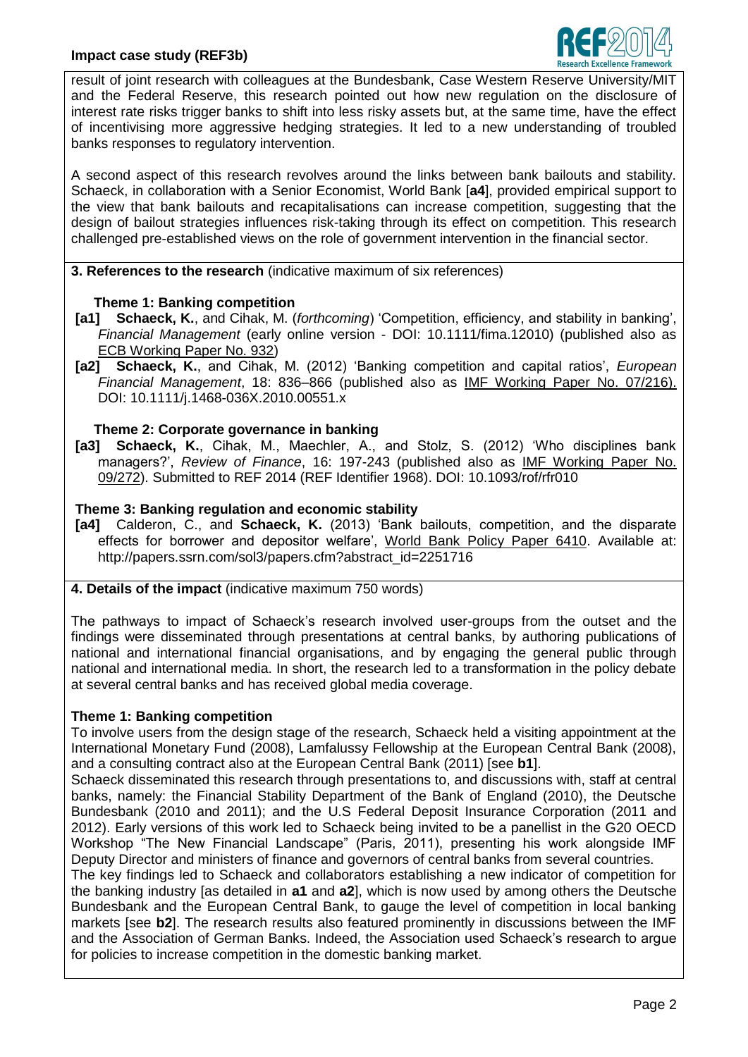result of joint research with colleagues at the Bundesbank, Case Western Reserve University/MIT and the Federal Reserve, this research pointed out how new regulation on the disclosure of interest rate risks trigger banks to shift into less risky assets but, at the same time, have the effect of incentivising more aggressive hedging strategies. It led to a new understanding of troubled banks responses to regulatory intervention.

A second aspect of this research revolves around the links between bank bailouts and stability. Schaeck, in collaboration with a Senior Economist, World Bank [**a4**], provided empirical support to the view that bank bailouts and recapitalisations can increase competition, suggesting that the design of bailout strategies influences risk-taking through its effect on competition. This research challenged pre-established views on the role of government intervention in the financial sector.

**3. References to the research** (indicative maximum of six references)

**Theme 1: Banking competition**

**[a1]** **Schaeck, K.**, and Cihak, M. (*forthcoming*) 'Competition, efficiency, and stability in banking', *Financial Management* (early online version - DOI: 10.1111/fima.12010) (published also as ECB Working Paper No. 932)

**[a2]** **Schaeck, K.**, and Cihak, M. (2012) 'Banking competition and capital ratios', *European Financial Management*, 18: 836–866 (published also as IMF Working Paper No. 07/216). DOI: 10.1111/j.1468-036X.2010.00551.x

**Theme 2: Corporate governance in banking**

**[a3]** **Schaeck, K.**, Cihak, M., Maechler, A., and Stolz, S. (2012) 'Who disciplines bank managers?', *Review of Finance*, 16: 197-243 (published also as IMF Working Paper No. 09/272). Submitted to REF 2014 (REF Identifier 1968). DOI: 10.1093/rof/rfr010

**Theme 3: Banking regulation and economic stability**

**[a4]** Calderon, C., and **Schaeck, K.** (2013) 'Bank bailouts, competition, and the disparate effects for borrower and depositor welfare', World Bank Policy Paper 6410. Available at: http://papers.ssrn.com/sol3/papers.cfm?abstract_id=2251716

**4. Details of the impact** (indicative maximum 750 words)

The pathways to impact of Schaeck's research involved user-groups from the outset and the findings were disseminated through presentations at central banks, by authoring publications of national and international financial organisations, and by engaging the general public through national and international media. In short, the research led to a transformation in the policy debate at several central banks and has received global media coverage.

**Theme 1: Banking competition**

To involve users from the design stage of the research, Schaeck held a visiting appointment at the International Monetary Fund (2008), Lamfalussy Fellowship at the European Central Bank (2008), and a consulting contract also at the European Central Bank (2011) [see **b1**].

Schaeck disseminated this research through presentations to, and discussions with, staff at central banks, namely: the Financial Stability Department of the Bank of England (2010), the Deutsche Bundesbank (2010 and 2011); and the U.S Federal Deposit Insurance Corporation (2011 and 2012). Early versions of this work led to Schaeck being invited to be a panellist in the G20 OECD Workshop "The New Financial Landscape" (Paris, 2011), presenting his work alongside IMF Deputy Director and ministers of finance and governors of central banks from several countries.

The key findings led to Schaeck and collaborators establishing a new indicator of competition for the banking industry [as detailed in **a1** and **a2**], which is now used by among others the Deutsche Bundesbank and the European Central Bank, to gauge the level of competition in local banking markets [see **b2**]. The research results also featured prominently in discussions between the IMF and the Association of German Banks. Indeed, the Association used Schaeck's research to argue for policies to increase competition in the domestic banking market.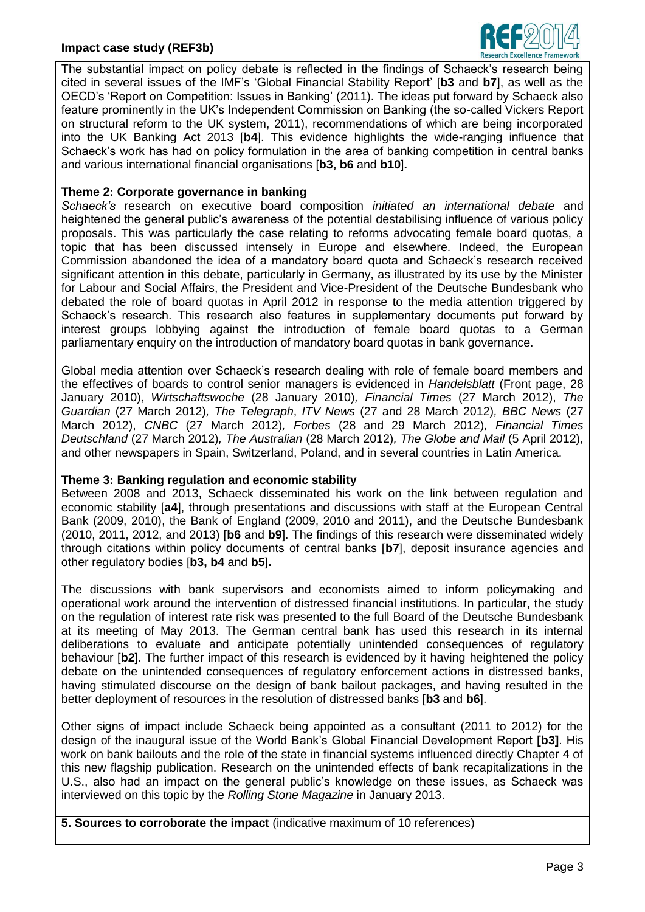The substantial impact on policy debate is reflected in the findings of Schaeck's research being cited in several issues of the IMF's 'Global Financial Stability Report' [**b3** and **b7**], as well as the OECD's 'Report on Competition: Issues in Banking' (2011). The ideas put forward by Schaeck also feature prominently in the UK's Independent Commission on Banking (the so-called Vickers Report on structural reform to the UK system, 2011), recommendations of which are being incorporated into the UK Banking Act 2013 [**b4**]. This evidence highlights the wide-ranging influence that Schaeck's work has had on policy formulation in the area of banking competition in central banks and various international financial organisations [**b3, b6** and **b10**]**.**

**Theme 2: Corporate governance in banking**

*Schaeck's* research on executive board composition *initiated an international debate* and heightened the general public's awareness of the potential destabilising influence of various policy proposals. This was particularly the case relating to reforms advocating female board quotas, a topic that has been discussed intensely in Europe and elsewhere. Indeed, the European Commission abandoned the idea of a mandatory board quota and Schaeck's research received significant attention in this debate, particularly in Germany, as illustrated by its use by the Minister for Labour and Social Affairs, the President and Vice-President of the Deutsche Bundesbank who debated the role of board quotas in April 2012 in response to the media attention triggered by Schaeck's research. This research also features in supplementary documents put forward by interest groups lobbying against the introduction of female board quotas to a German parliamentary enquiry on the introduction of mandatory board quotas in bank governance.

Global media attention over Schaeck's research dealing with role of female board members and the effectives of boards to control senior managers is evidenced in *Handelsblatt* (Front page, 28 January 2010), *Wirtschaftswoche* (28 January 2010)*, Financial Times* (27 March 2012), *The Guardian* (27 March 2012)*, The Telegraph*, *ITV News* (27 and 28 March 2012)*, BBC News* (27 March 2012), *CNBC* (27 March 2012)*, Forbes* (28 and 29 March 2012)*, Financial Times Deutschland* (27 March 2012)*, The Australian* (28 March 2012)*, The Globe and Mail* (5 April 2012), and other newspapers in Spain, Switzerland, Poland, and in several countries in Latin America.

**Theme 3: Banking regulation and economic stability**

Between 2008 and 2013, Schaeck disseminated his work on the link between regulation and economic stability [**a4**], through presentations and discussions with staff at the European Central Bank (2009, 2010), the Bank of England (2009, 2010 and 2011), and the Deutsche Bundesbank (2010, 2011, 2012, and 2013) [**b6** and **b9**]. The findings of this research were disseminated widely through citations within policy documents of central banks [**b7**], deposit insurance agencies and other regulatory bodies [**b3, b4** and **b5**]**.**

The discussions with bank supervisors and economists aimed to inform policymaking and operational work around the intervention of distressed financial institutions. In particular, the study on the regulation of interest rate risk was presented to the full Board of the Deutsche Bundesbank at its meeting of May 2013. The German central bank has used this research in its internal deliberations to evaluate and anticipate potentially unintended consequences of regulatory behaviour [**b2**]. The further impact of this research is evidenced by it having heightened the policy debate on the unintended consequences of regulatory enforcement actions in distressed banks, having stimulated discourse on the design of bank bailout packages, and having resulted in the better deployment of resources in the resolution of distressed banks [**b3** and **b6**].

Other signs of impact include Schaeck being appointed as a consultant (2011 to 2012) for the design of the inaugural issue of the World Bank's Global Financial Development Report **[b3]**. His work on bank bailouts and the role of the state in financial systems influenced directly Chapter 4 of this new flagship publication. Research on the unintended effects of bank recapitalizations in the U.S., also had an impact on the general public's knowledge on these issues, as Schaeck was interviewed on this topic by the *Rolling Stone Magazine* in January 2013.

**5. Sources to corroborate the impact** (indicative maximum of 10 references)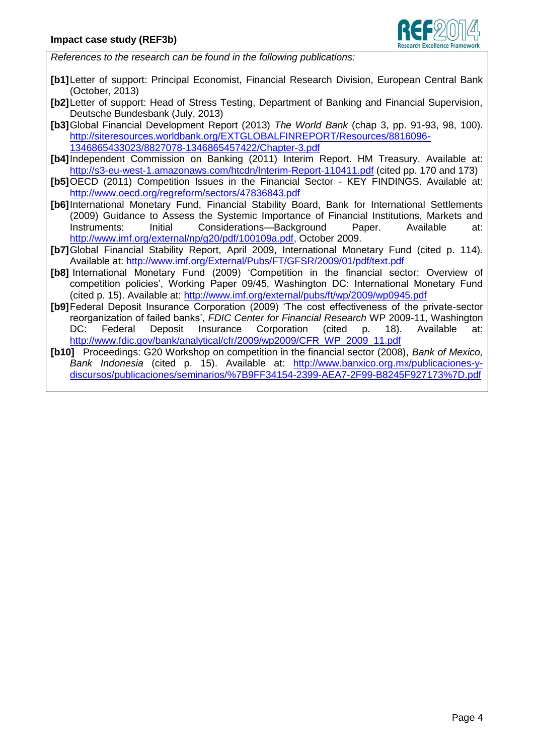*References to the research can be found in the following publications:*

- **[b1]** Letter of support: Principal Economist, Financial Research Division, European Central Bank (October, 2013)
- **[b2]** Letter of support: Head of Stress Testing, Department of Banking and Financial Supervision, Deutsche Bundesbank (July, 2013)
- **[b3]** Global Financial Development Report (2013) *The World Bank* (chap 3, pp. 91-93, 98, 100). http://siteresources.worldbank.org/EXTGLOBALFINREPORT/Resources/8816096-1346865433023/8827078-1346865457422/Chapter-3.pdf
- **[b4]** Independent Commission on Banking (2011) Interim Report. HM Treasury. Available at: http://s3-eu-west-1.amazonaws.com/htcdn/Interim-Report-110411.pdf (cited pp. 170 and 173)
- **[b5]** OECD (2011) Competition Issues in the Financial Sector - KEY FINDINGS. Available at: http://www.oecd.org/regreform/sectors/47836843.pdf
- **[b6]** International Monetary Fund, Financial Stability Board, Bank for International Settlements (2009) Guidance to Assess the Systemic Importance of Financial Institutions, Markets and Instruments: Initial Considerations—Background Paper. Available at: http://www.imf.org/external/np/g20/pdf/100109a.pdf, October 2009.
- **[b7]** Global Financial Stability Report, April 2009, International Monetary Fund (cited p. 114). Available at: http://www.imf.org/External/Pubs/FT/GFSR/2009/01/pdf/text.pdf
- **[b8]** International Monetary Fund (2009) 'Competition in the financial sector: Overview of competition policies', Working Paper 09/45, Washington DC: International Monetary Fund (cited p. 15). Available at: http://www.imf.org/external/pubs/ft/wp/2009/wp0945.pdf
- **[b9]** Federal Deposit Insurance Corporation (2009) 'The cost effectiveness of the private-sector reorganization of failed banks', *FDIC Center for Financial Research* WP 2009-11, Washington DC: Federal Deposit Insurance Corporation (cited p. 18). Available at: http://www.fdic.gov/bank/analytical/cfr/2009/wp2009/CFR_WP_2009_11.pdf
- **[b10]** Proceedings: G20 Workshop on competition in the financial sector (2008), *Bank of Mexico, Bank Indonesia* (cited p. 15). Available at: http://www.banxico.org.mx/publicaciones-y-discursos/publicaciones/seminarios/%7B9FF34154-2399-AEA7-2F99-B8245F927173%7D.pdf